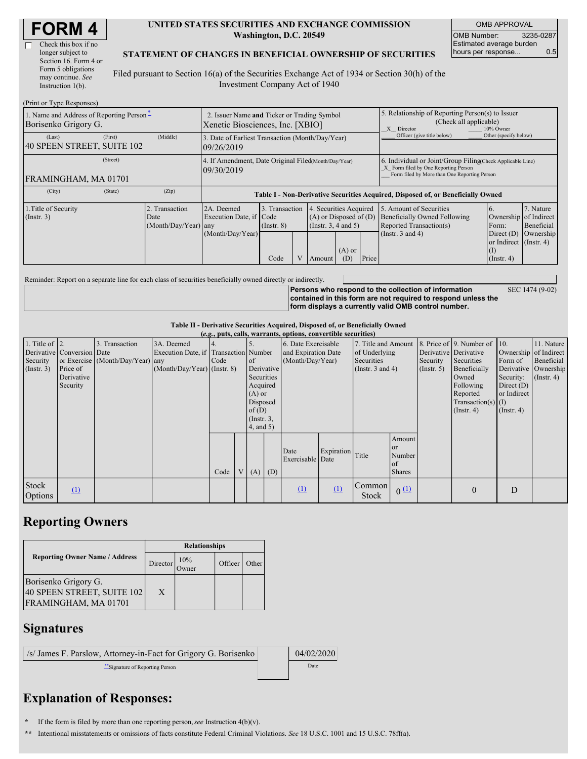# FORM 4

☐ Check this box if no longer subject to Section 16. Form 4 or Form 5 obligations may continue. *See* Instruction 1(b).

**UNITED STATES SECURITIES AND EXCHANGE COMMISSION**
**Washington, D.C. 20549**

**STATEMENT OF CHANGES IN BENEFICIAL OWNERSHIP OF SECURITIES**

Filed pursuant to Section 16(a) of the Securities Exchange Act of 1934 or Section 30(h) of the Investment Company Act of 1940

| OMB APPROVAL | |
|---|---|
| OMB Number: | 3235-0287 |
| Estimated average burden hours per response... | 0.5 |

(Print or Type Responses)

| 1. Name and Address of Reporting Person * | 2. Issuer Name **and** Ticker or Trading Symbol | 5. Relationship of Reporting Person(s) to Issuer (Check all applicable) |
|---|---|---|
| Borisenko Grigory G. | Xenetic Biosciences, Inc. [XBIO] | _X_ Director ___ 10% Owner ___ Officer (give title below) ___ Other (specify below) |
| (Last) (First) (Middle) 40 SPEEN STREET, SUITE 102 | 3. Date of Earliest Transaction (Month/Day/Year) 09/26/2019 | |
| (Street) FRAMINGHAM, MA 01701 | 4. If Amendment, Date Original Filed (Month/Day/Year) 09/30/2019 | 6. Individual or Joint/Group Filing (Check Applicable Line) _X_ Form filed by One Reporting Person ___ Form filed by More than One Reporting Person |
| (City) (State) (Zip) | | |

**Table I - Non-Derivative Securities Acquired, Disposed of, or Beneficially Owned**

| 1.Title of Security (Instr. 3) | 2. Transaction Date (Month/Day/Year) | 2A. Deemed Execution Date, if any (Month/Day/Year) | 3. Transaction Code (Instr. 8) | | 4. Securities Acquired (A) or Disposed of (D) (Instr. 3, 4 and 5) | | | 5. Amount of Securities Beneficially Owned Following Reported Transaction(s) (Instr. 3 and 4) | 6. Ownership Form: Direct (D) or Indirect (I) (Instr. 4) | 7. Nature of Indirect Beneficial Ownership (Instr. 4) |
|---|---|---|---|---|---|---|---|---|---|---|
| | | | Code | V | Amount | (A) or (D) | Price | | | |

Reminder: Report on a separate line for each class of securities beneficially owned directly or indirectly.

**Persons who respond to the collection of information contained in this form are not required to respond unless the form displays a currently valid OMB control number.** SEC 1474 (9-02)

**Table II - Derivative Securities Acquired, Disposed of, or Beneficially Owned**
***(e.g.*, puts, calls, warrants, options, convertible securities)**

| 1. Title of Derivative Security (Instr. 3) | 2. Conversion or Exercise Price of Derivative Security | 3. Transaction Date (Month/Day/Year) | 3A. Deemed Execution Date, if any (Month/Day/Year) | 4. Transaction Code (Instr. 8) | | 5. Number of Derivative Securities Acquired (A) or Disposed of (D) (Instr. 3, 4, and 5) | | 6. Date Exercisable and Expiration Date (Month/Day/Year) | | 7. Title and Amount of Underlying Securities (Instr. 3 and 4) | | 8. Price of Derivative Security (Instr. 5) | 9. Number of Derivative Securities Beneficially Owned Following Reported Transaction(s) (Instr. 4) | 10. Ownership Form of Derivative Security: Direct (D) or Indirect (I) (Instr. 4) | 11. Nature of Indirect Beneficial Ownership (Instr. 4) |
|---|---|---|---|---|---|---|---|---|---|---|---|---|---|---|---|
| | | | | Code | V | (A) | (D) | Date Exercisable | Expiration Date | Title | Amount or Number of Shares | | | | |
| Stock Options | (1) | | | | | | | (1) | (1) | Common Stock | 0 (1) | | 0 | D | |

## Reporting Owners

| Reporting Owner Name / Address | Relationships | | | |
|---|---|---|---|---|
| | Director | 10% Owner | Officer | Other |
| Borisenko Grigory G. 40 SPEEN STREET, SUITE 102 FRAMINGHAM, MA 01701 | X | | | |

## Signatures

| /s/ James F. Parslow, Attorney-in-Fact for Grigory G. Borisenko | 04/02/2020 |
|---|---|
| ** Signature of Reporting Person | Date |

## Explanation of Responses:

\* If the form is filed by more than one reporting person, *see* Instruction 4(b)(v).

\*\* Intentional misstatements or omissions of facts constitute Federal Criminal Violations. *See* 18 U.S.C. 1001 and 15 U.S.C. 78ff(a).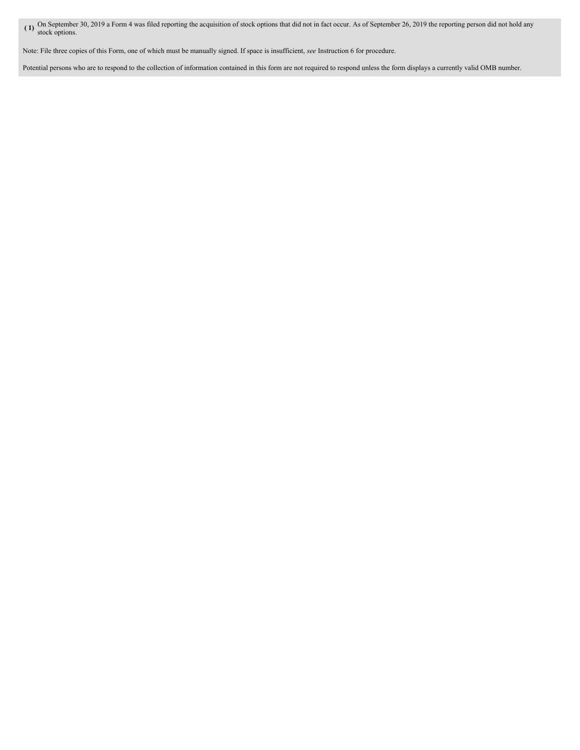(1) On September 30, 2019 a Form 4 was filed reporting the acquisition of stock options that did not in fact occur. As of September 26, 2019 the reporting person did not hold any stock options.

Note: File three copies of this Form, one of which must be manually signed. If space is insufficient, *see* Instruction 6 for procedure.

Potential persons who are to respond to the collection of information contained in this form are not required to respond unless the form displays a currently valid OMB number.